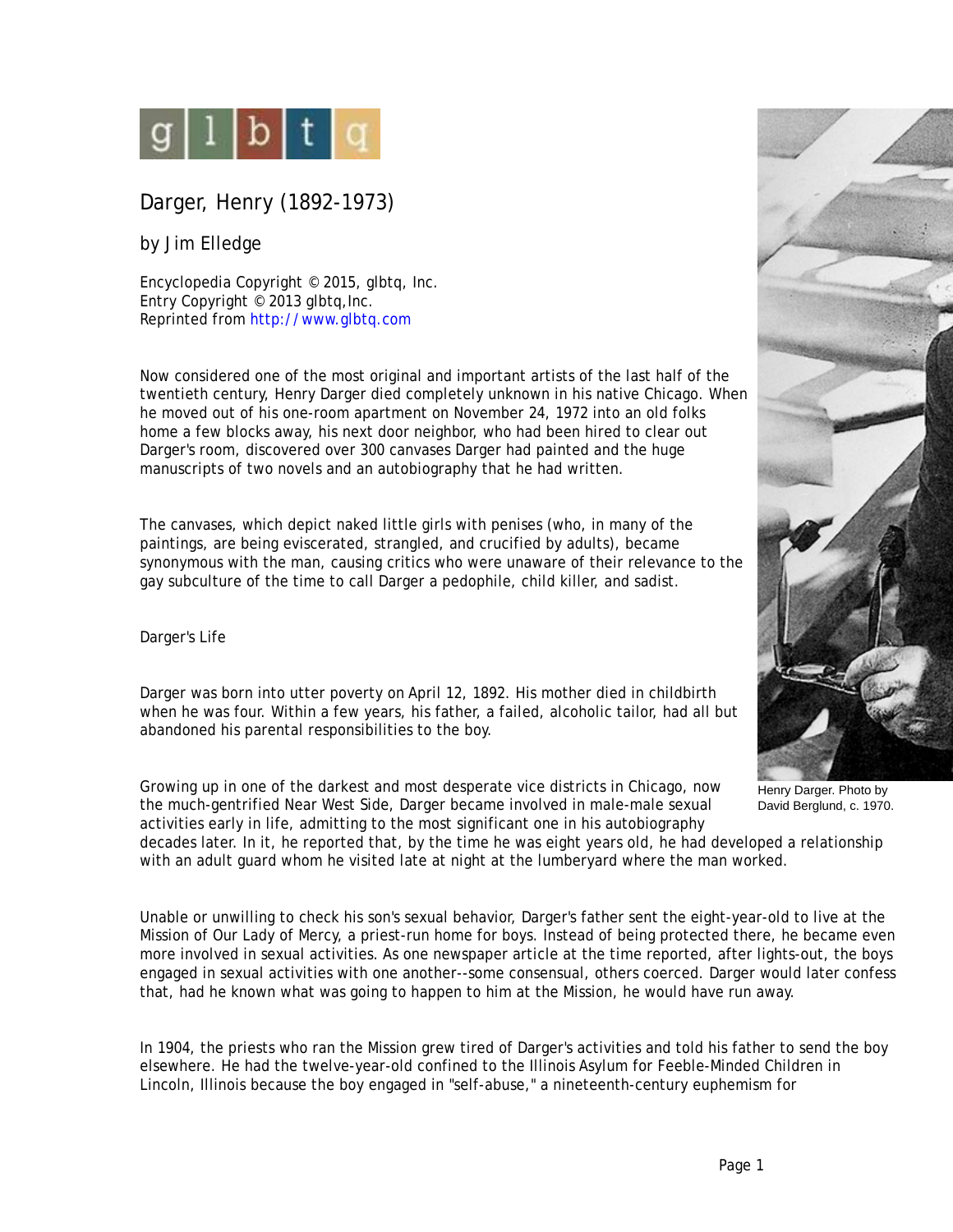glbtq

# Darger, Henry (1892-1973)

by Jim Elledge

Encyclopedia Copyright © 2015, glbtq, Inc.
Entry Copyright © 2013 glbtq,Inc.
Reprinted from http://www.glbtq.com

Now considered one of the most original and important artists of the last half of the twentieth century, Henry Darger died completely unknown in his native Chicago. When he moved out of his one-room apartment on November 24, 1972 into an old folks home a few blocks away, his next door neighbor, who had been hired to clear out Darger's room, discovered over 300 canvases Darger had painted and the huge manuscripts of two novels and an autobiography that he had written.

The canvases, which depict naked little girls with penises (who, in many of the paintings, are being eviscerated, strangled, and crucified by adults), became synonymous with the man, causing critics who were unaware of their relevance to the gay subculture of the time to call Darger a pedophile, child killer, and sadist.

## Darger's Life

Darger was born into utter poverty on April 12, 1892. His mother died in childbirth when he was four. Within a few years, his father, a failed, alcoholic tailor, had all but abandoned his parental responsibilities to the boy.

Henry Darger. Photo by David Berglund, c. 1970.

Growing up in one of the darkest and most desperate vice districts in Chicago, now the much-gentrified Near West Side, Darger became involved in male-male sexual activities early in life, admitting to the most significant one in his autobiography decades later. In it, he reported that, by the time he was eight years old, he had developed a relationship with an adult guard whom he visited late at night at the lumberyard where the man worked.

Unable or unwilling to check his son's sexual behavior, Darger's father sent the eight-year-old to live at the Mission of Our Lady of Mercy, a priest-run home for boys. Instead of being protected there, he became even more involved in sexual activities. As one newspaper article at the time reported, after lights-out, the boys engaged in sexual activities with one another--some consensual, others coerced. Darger would later confess that, had he known what was going to happen to him at the Mission, he would have run away.

In 1904, the priests who ran the Mission grew tired of Darger's activities and told his father to send the boy elsewhere. He had the twelve-year-old confined to the Illinois Asylum for Feeble-Minded Children in Lincoln, Illinois because the boy engaged in "self-abuse," a nineteenth-century euphemism for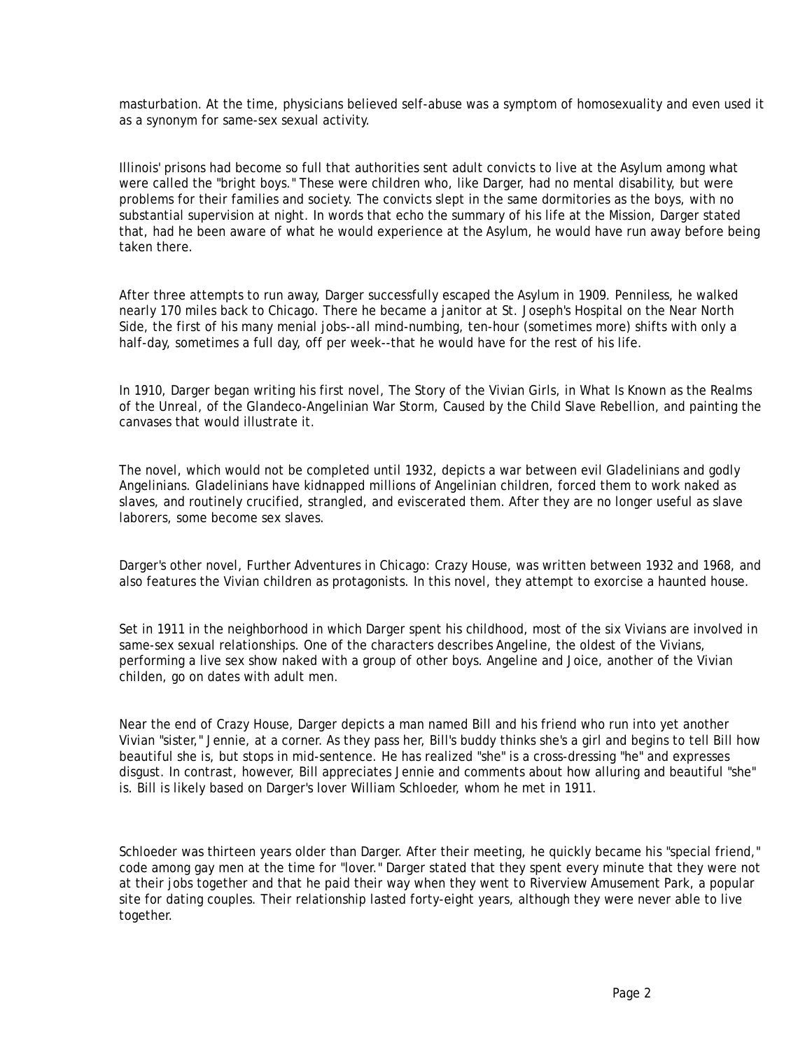masturbation. At the time, physicians believed self-abuse was a symptom of homosexuality and even used it as a synonym for same-sex sexual activity.

Illinois' prisons had become so full that authorities sent adult convicts to live at the Asylum among what were called the "bright boys." These were children who, like Darger, had no mental disability, but were problems for their families and society. The convicts slept in the same dormitories as the boys, with no substantial supervision at night. In words that echo the summary of his life at the Mission, Darger stated that, had he been aware of what he would experience at the Asylum, he would have run away before being taken there.

After three attempts to run away, Darger successfully escaped the Asylum in 1909. Penniless, he walked nearly 170 miles back to Chicago. There he became a janitor at St. Joseph's Hospital on the Near North Side, the first of his many menial jobs--all mind-numbing, ten-hour (sometimes more) shifts with only a half-day, sometimes a full day, off per week--that he would have for the rest of his life.

In 1910, Darger began writing his first novel, The Story of the Vivian Girls, in What Is Known as the Realms of the Unreal, of the Glandeco-Angelinian War Storm, Caused by the Child Slave Rebellion, and painting the canvases that would illustrate it.

The novel, which would not be completed until 1932, depicts a war between evil Gladelinians and godly Angelinians. Gladelinians have kidnapped millions of Angelinian children, forced them to work naked as slaves, and routinely crucified, strangled, and eviscerated them. After they are no longer useful as slave laborers, some become sex slaves.

Darger's other novel, Further Adventures in Chicago: Crazy House, was written between 1932 and 1968, and also features the Vivian children as protagonists. In this novel, they attempt to exorcise a haunted house.

Set in 1911 in the neighborhood in which Darger spent his childhood, most of the six Vivians are involved in same-sex sexual relationships. One of the characters describes Angeline, the oldest of the Vivians, performing a live sex show naked with a group of other boys. Angeline and Joice, another of the Vivian childen, go on dates with adult men.

Near the end of Crazy House, Darger depicts a man named Bill and his friend who run into yet another Vivian "sister," Jennie, at a corner. As they pass her, Bill's buddy thinks she's a girl and begins to tell Bill how beautiful she is, but stops in mid-sentence. He has realized "she" is a cross-dressing "he" and expresses disgust. In contrast, however, Bill appreciates Jennie and comments about how alluring and beautiful "she" is. Bill is likely based on Darger's lover William Schloeder, whom he met in 1911.

Schloeder was thirteen years older than Darger. After their meeting, he quickly became his "special friend," code among gay men at the time for "lover." Darger stated that they spent every minute that they were not at their jobs together and that he paid their way when they went to Riverview Amusement Park, a popular site for dating couples. Their relationship lasted forty-eight years, although they were never able to live together.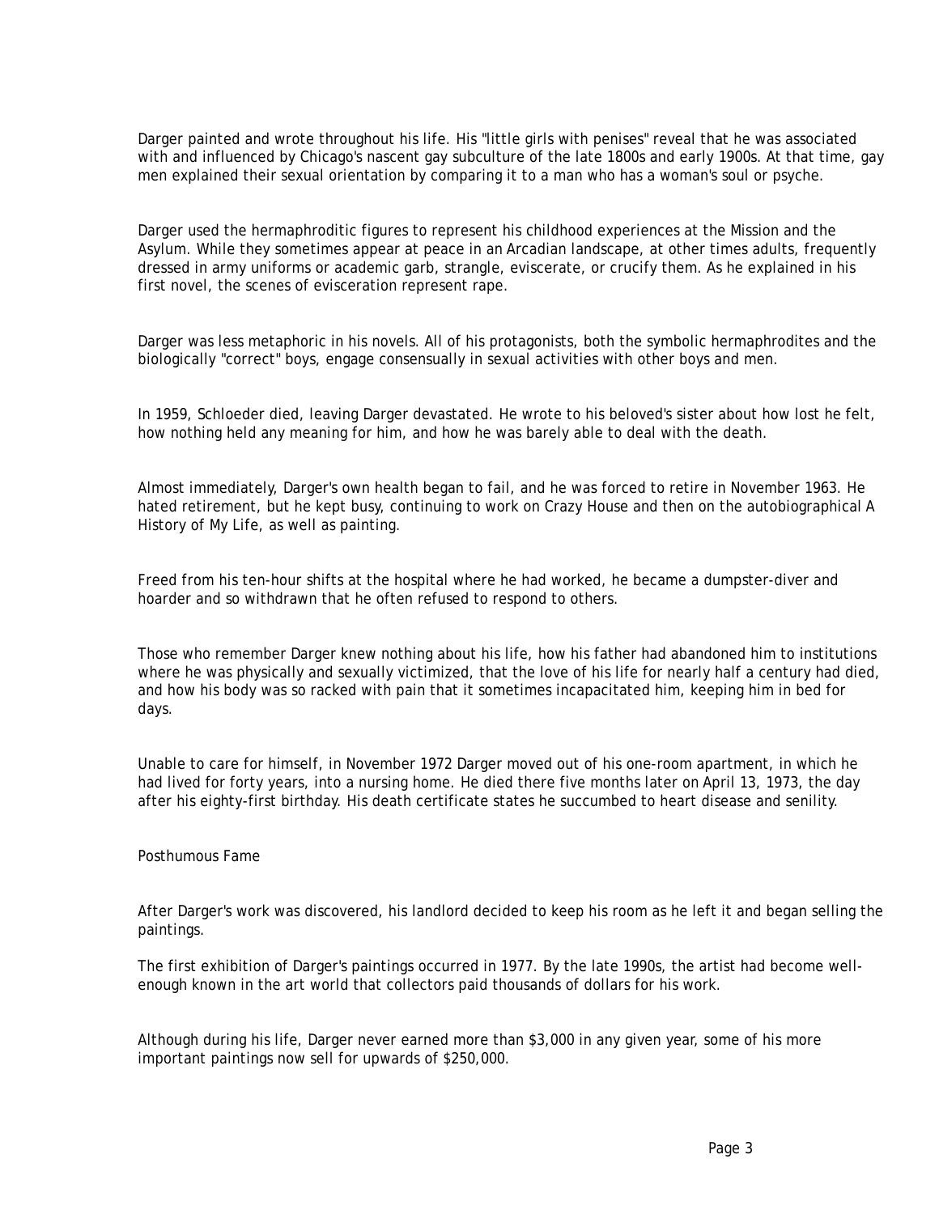Darger painted and wrote throughout his life. His "little girls with penises" reveal that he was associated with and influenced by Chicago's nascent gay subculture of the late 1800s and early 1900s. At that time, gay men explained their sexual orientation by comparing it to a man who has a woman's soul or psyche.

Darger used the hermaphroditic figures to represent his childhood experiences at the Mission and the Asylum. While they sometimes appear at peace in an Arcadian landscape, at other times adults, frequently dressed in army uniforms or academic garb, strangle, eviscerate, or crucify them. As he explained in his first novel, the scenes of evisceration represent rape.

Darger was less metaphoric in his novels. All of his protagonists, both the symbolic hermaphrodites and the biologically "correct" boys, engage consensually in sexual activities with other boys and men.

In 1959, Schloeder died, leaving Darger devastated. He wrote to his beloved's sister about how lost he felt, how nothing held any meaning for him, and how he was barely able to deal with the death.

Almost immediately, Darger's own health began to fail, and he was forced to retire in November 1963. He hated retirement, but he kept busy, continuing to work on Crazy House and then on the autobiographical A History of My Life, as well as painting.

Freed from his ten-hour shifts at the hospital where he had worked, he became a dumpster-diver and hoarder and so withdrawn that he often refused to respond to others.

Those who remember Darger knew nothing about his life, how his father had abandoned him to institutions where he was physically and sexually victimized, that the love of his life for nearly half a century had died, and how his body was so racked with pain that it sometimes incapacitated him, keeping him in bed for days.

Unable to care for himself, in November 1972 Darger moved out of his one-room apartment, in which he had lived for forty years, into a nursing home. He died there five months later on April 13, 1973, the day after his eighty-first birthday. His death certificate states he succumbed to heart disease and senility.

## Posthumous Fame

After Darger's work was discovered, his landlord decided to keep his room as he left it and began selling the paintings.

The first exhibition of Darger's paintings occurred in 1977. By the late 1990s, the artist had become well-enough known in the art world that collectors paid thousands of dollars for his work.

Although during his life, Darger never earned more than $3,000 in any given year, some of his more important paintings now sell for upwards of $250,000.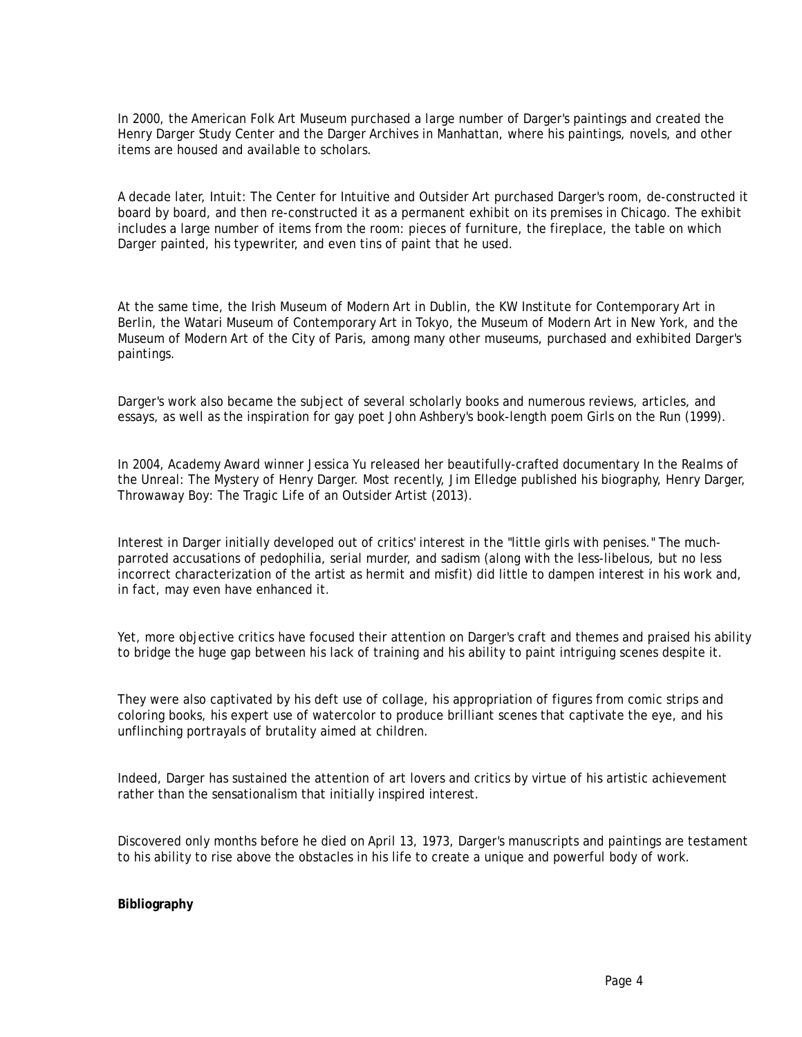In 2000, the American Folk Art Museum purchased a large number of Darger's paintings and created the Henry Darger Study Center and the Darger Archives in Manhattan, where his paintings, novels, and other items are housed and available to scholars.

A decade later, Intuit: The Center for Intuitive and Outsider Art purchased Darger's room, de-constructed it board by board, and then re-constructed it as a permanent exhibit on its premises in Chicago. The exhibit includes a large number of items from the room: pieces of furniture, the fireplace, the table on which Darger painted, his typewriter, and even tins of paint that he used.

At the same time, the Irish Museum of Modern Art in Dublin, the KW Institute for Contemporary Art in Berlin, the Watari Museum of Contemporary Art in Tokyo, the Museum of Modern Art in New York, and the Museum of Modern Art of the City of Paris, among many other museums, purchased and exhibited Darger's paintings.

Darger's work also became the subject of several scholarly books and numerous reviews, articles, and essays, as well as the inspiration for gay poet John Ashbery's book-length poem Girls on the Run (1999).

In 2004, Academy Award winner Jessica Yu released her beautifully-crafted documentary In the Realms of the Unreal: The Mystery of Henry Darger. Most recently, Jim Elledge published his biography, Henry Darger, Throwaway Boy: The Tragic Life of an Outsider Artist (2013).

Interest in Darger initially developed out of critics' interest in the "little girls with penises." The much-parroted accusations of pedophilia, serial murder, and sadism (along with the less-libelous, but no less incorrect characterization of the artist as hermit and misfit) did little to dampen interest in his work and, in fact, may even have enhanced it.

Yet, more objective critics have focused their attention on Darger's craft and themes and praised his ability to bridge the huge gap between his lack of training and his ability to paint intriguing scenes despite it.

They were also captivated by his deft use of collage, his appropriation of figures from comic strips and coloring books, his expert use of watercolor to produce brilliant scenes that captivate the eye, and his unflinching portrayals of brutality aimed at children.

Indeed, Darger has sustained the attention of art lovers and critics by virtue of his artistic achievement rather than the sensationalism that initially inspired interest.

Discovered only months before he died on April 13, 1973, Darger's manuscripts and paintings are testament to his ability to rise above the obstacles in his life to create a unique and powerful body of work.

**Bibliography**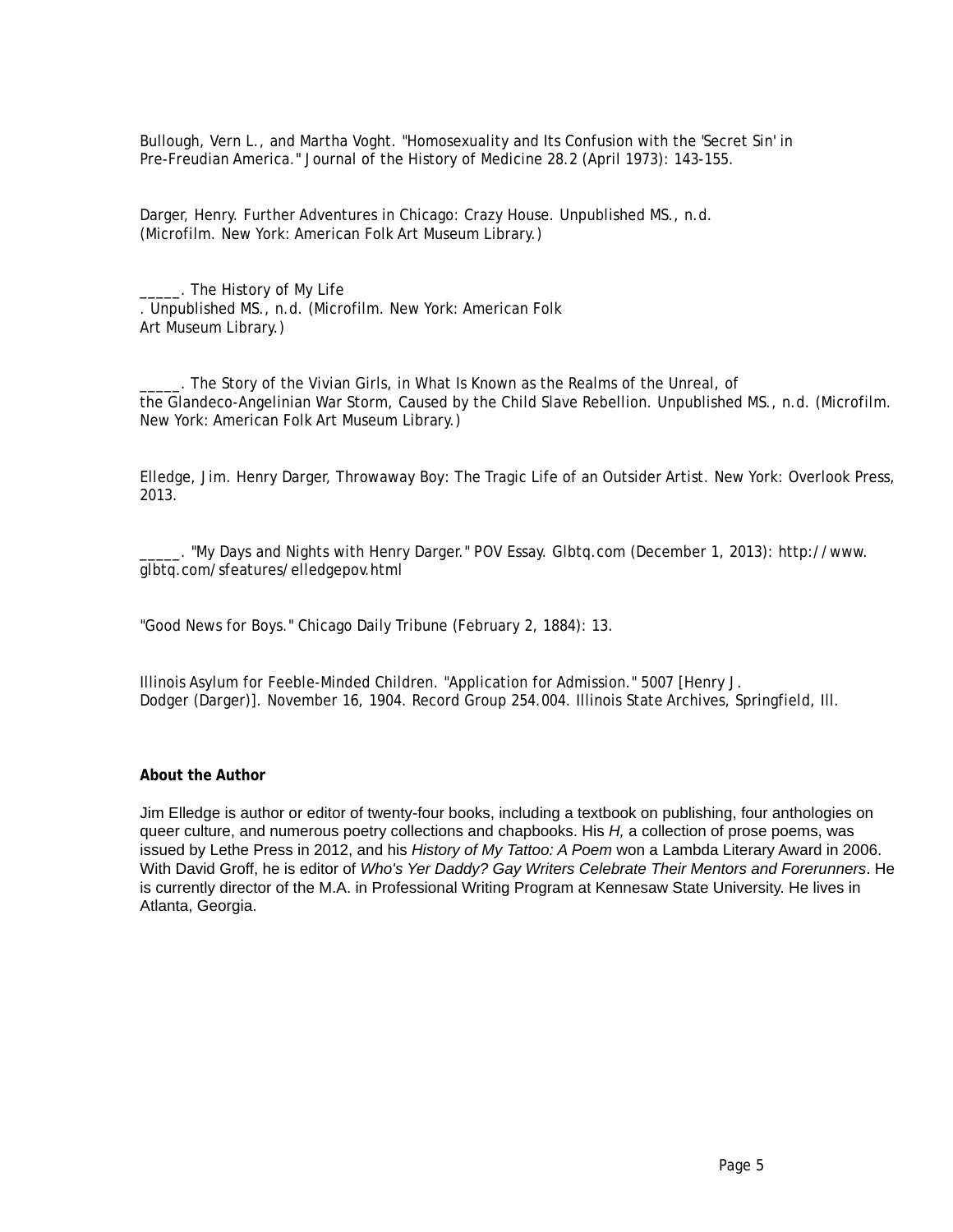Bullough, Vern L., and Martha Voght. "Homosexuality and Its Confusion with the 'Secret Sin' in Pre-Freudian America." Journal of the History of Medicine 28.2 (April 1973): 143-155.

Darger, Henry. Further Adventures in Chicago: Crazy House. Unpublished MS., n.d. (Microfilm. New York: American Folk Art Museum Library.)

_____. The History of My Life. Unpublished MS., n.d. (Microfilm. New York: American Folk Art Museum Library.)

_____. The Story of the Vivian Girls, in What Is Known as the Realms of the Unreal, of the Glandeco-Angelinian War Storm, Caused by the Child Slave Rebellion. Unpublished MS., n.d. (Microfilm. New York: American Folk Art Museum Library.)

Elledge, Jim. Henry Darger, Throwaway Boy: The Tragic Life of an Outsider Artist. New York: Overlook Press, 2013.

_____. "My Days and Nights with Henry Darger." POV Essay. Glbtq.com (December 1, 2013): http://www.glbtq.com/sfeatures/elledgepov.html

"Good News for Boys." Chicago Daily Tribune (February 2, 1884): 13.

Illinois Asylum for Feeble-Minded Children. "Application for Admission." 5007 [Henry J. Dodger (Darger)]. November 16, 1904. Record Group 254.004. Illinois State Archives, Springfield, Ill.

**About the Author**

Jim Elledge is author or editor of twenty-four books, including a textbook on publishing, four anthologies on queer culture, and numerous poetry collections and chapbooks. His *H,* a collection of prose poems, was issued by Lethe Press in 2012, and his *History of My Tattoo: A Poem* won a Lambda Literary Award in 2006. With David Groff, he is editor of *Who's Yer Daddy? Gay Writers Celebrate Their Mentors and Forerunners*. He is currently director of the M.A. in Professional Writing Program at Kennesaw State University. He lives in Atlanta, Georgia.